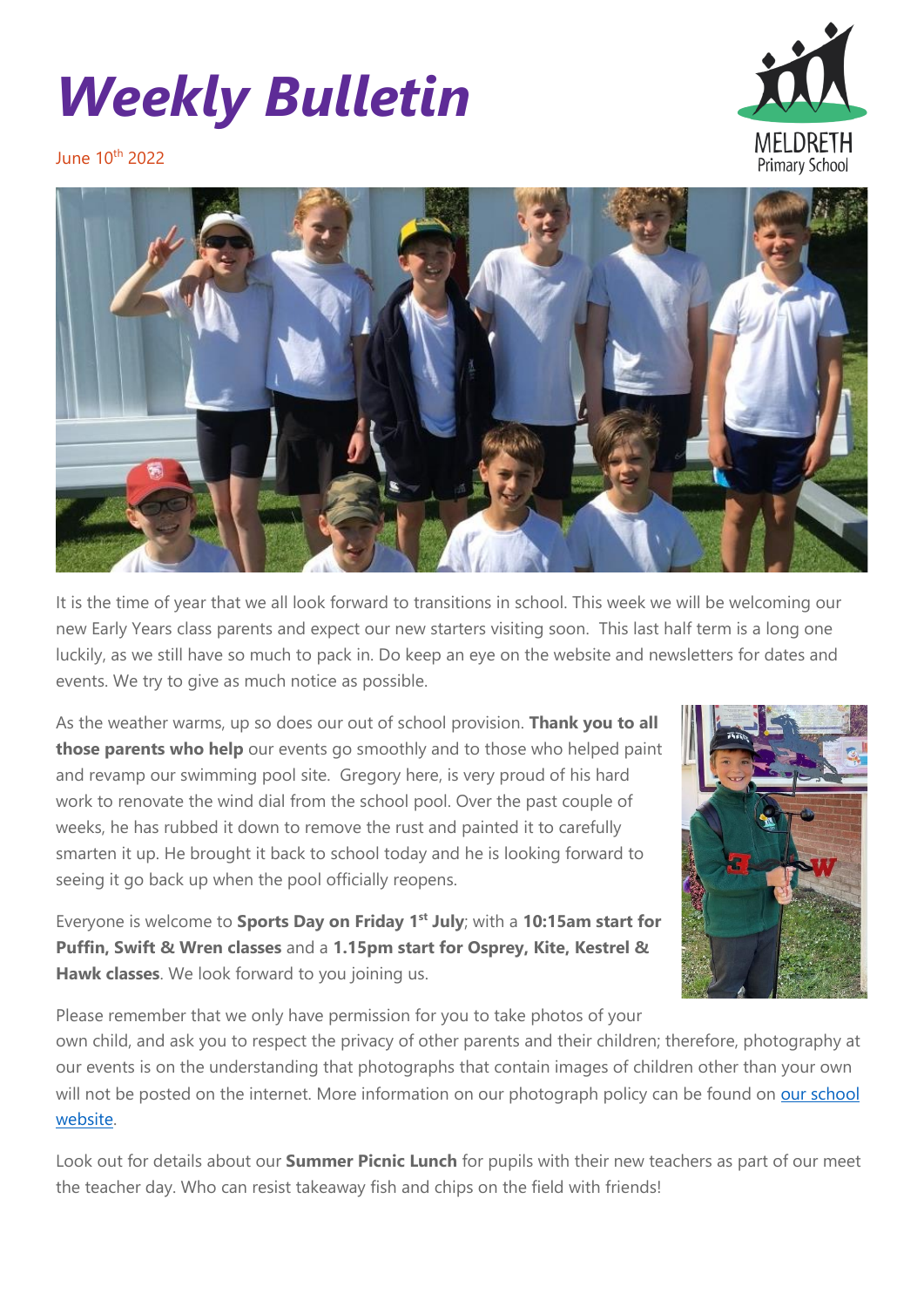# *Weekly Bulletin*

June 10th 2022

It is the time of year that we all look forward to transitions in school. This week we will be welcoming our new Early Years class parents and expect our new starters visiting soon. This last half term is a long one luckily, as we still have so much to pack in. Do keep an eye on the website and newsletters for dates and events. We try to give as much notice as possible.

As the weather warms, up so does our out of school provision. **Thank you to all those parents who help** our events go smoothly and to those who helped paint and revamp our swimming pool site. Gregory here, is very proud of his hard work to renovate the wind dial from the school pool. Over the past couple of weeks, he has rubbed it down to remove the rust and painted it to carefully smarten it up. He brought it back to school today and he is looking forward to seeing it go back up when the pool officially reopens.

Everyone is welcome to **Sports Day on Friday 1st July**; with a **10:15am start for Puffin, Swift & Wren classes** and a **1.15pm start for Osprey, Kite, Kestrel & Hawk classes**. We look forward to you joining us.

Please remember that we only have permission for you to take photos of your own child, and ask you to respect the privacy of other parents and their children; therefore, photography at our events is on the understanding that photographs that contain images of children other than your own will not be posted on the internet. More information on our photograph policy can be found on [our school website](#).

Look out for details about our **Summer Picnic Lunch** for pupils with their new teachers as part of our meet the teacher day. Who can resist takeaway fish and chips on the field with friends!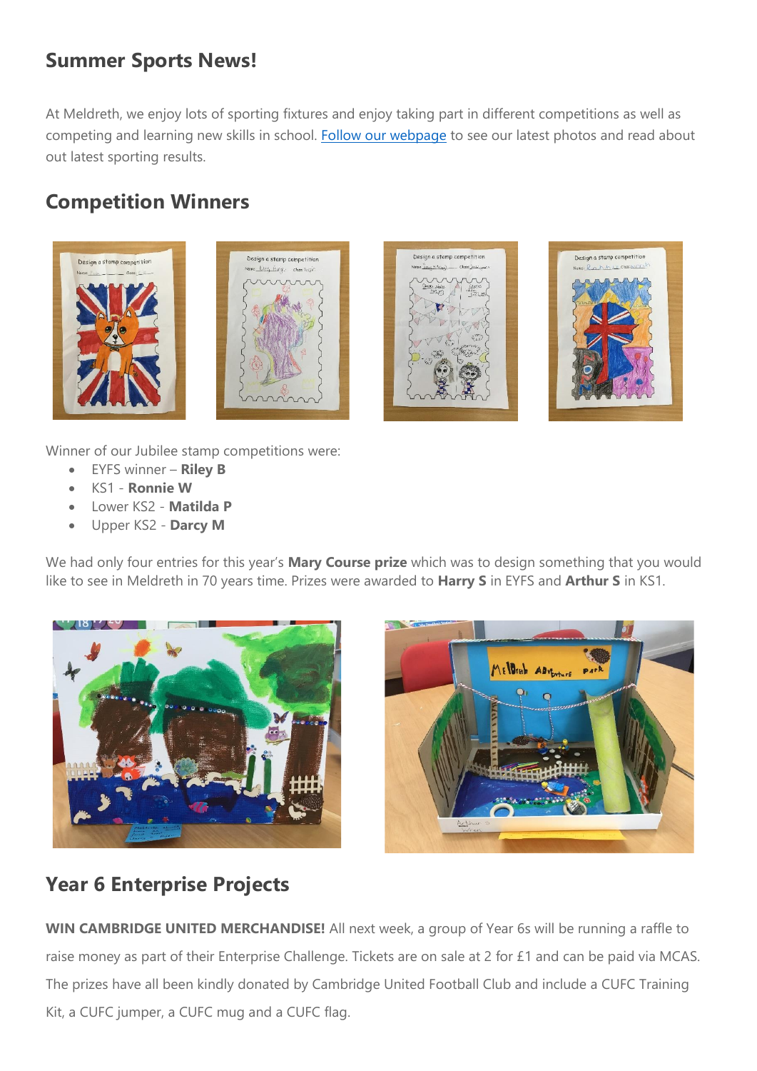## Summer Sports News!

At Meldreth, we enjoy lots of sporting fixtures and enjoy taking part in different competitions as well as competing and learning new skills in school. [Follow our webpage] to see our latest photos and read about out latest sporting results.

## Competition Winners

Winner of our Jubilee stamp competitions were:

- EYFS winner – **Riley B**
- KS1 - **Ronnie W**
- Lower KS2 - **Matilda P**
- Upper KS2 - **Darcy M**

We had only four entries for this year's **Mary Course prize** which was to design something that you would like to see in Meldreth in 70 years time. Prizes were awarded to **Harry S** in EYFS and **Arthur S** in KS1.

## Year 6 Enterprise Projects

**WIN CAMBRIDGE UNITED MERCHANDISE!** All next week, a group of Year 6s will be running a raffle to raise money as part of their Enterprise Challenge. Tickets are on sale at 2 for £1 and can be paid via MCAS. The prizes have all been kindly donated by Cambridge United Football Club and include a CUFC Training Kit, a CUFC jumper, a CUFC mug and a CUFC flag.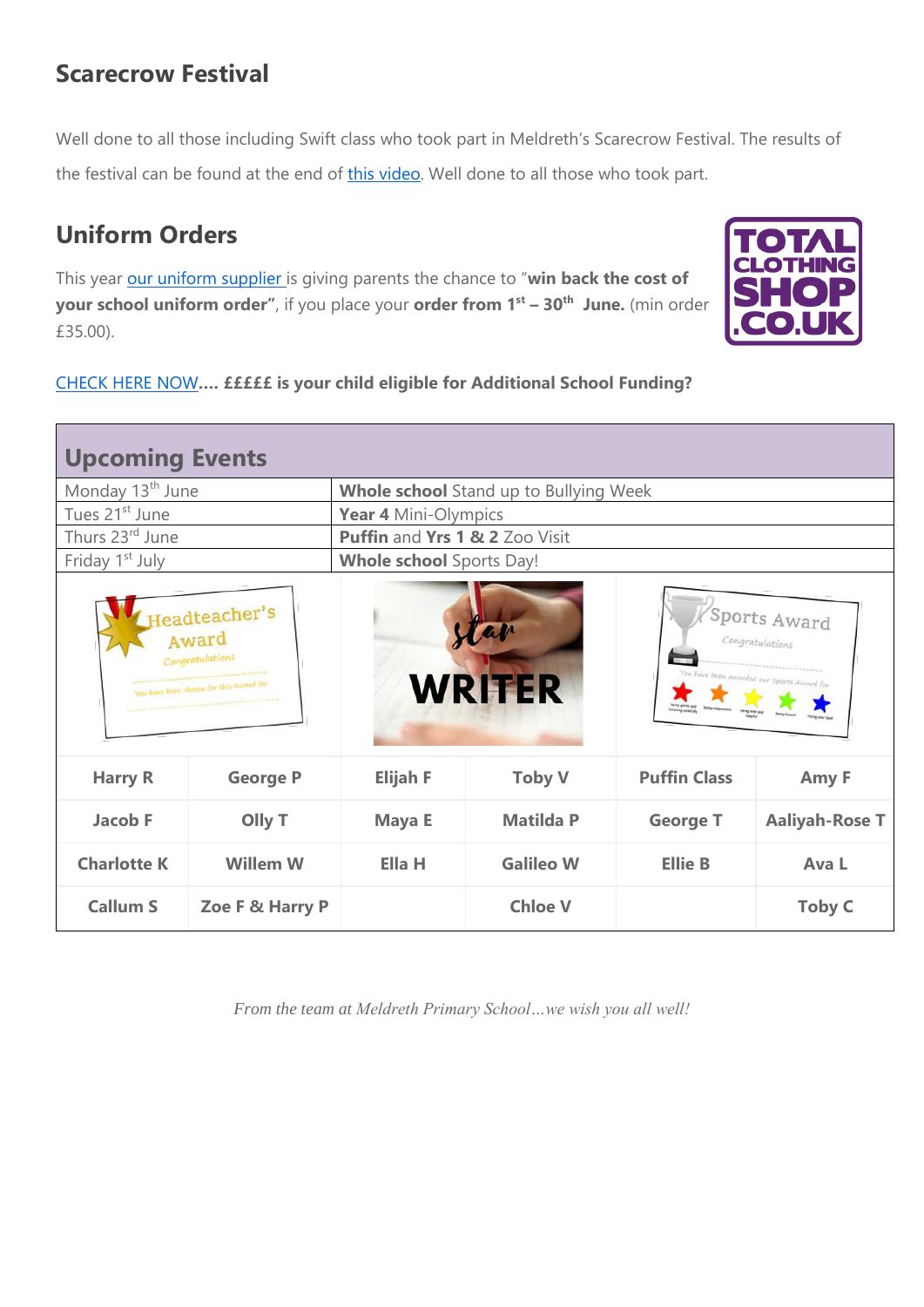## Scarecrow Festival

Well done to all those including Swift class who took part in Meldreth's Scarecrow Festival. The results of the festival can be found at the end of this video. Well done to all those who took part.

## Uniform Orders

This year our uniform supplier is giving parents the chance to "**win back the cost of your school uniform order"**, if you place your **order from 1st – 30th June.** (min order £35.00).

CHECK HERE NOW**…. £££££ is your child eligible for Additional School Funding?**

| Upcoming Events | |
|---|---|
| Monday 13th June | **Whole school** Stand up to Bullying Week |
| Tues 21st June | **Year 4** Mini-Olympics |
| Thurs 23rd June | **Puffin** and **Yrs 1 & 2** Zoo Visit |
| Friday 1st July | **Whole school** Sports Day! |

| Headteacher's Award | | Star Writer | | Sports Award | |
|---|---|---|---|---|---|
| **Harry R** | **George P** | **Elijah F** | **Toby V** | **Puffin Class** | **Amy F** |
| **Jacob F** | **Olly T** | **Maya E** | **Matilda P** | **George T** | **Aaliyah-Rose T** |
| **Charlotte K** | **Willem W** | **Ella H** | **Galileo W** | **Ellie B** | **Ava L** |
| **Callum S** | **Zoe F & Harry P** | | **Chloe V** | | **Toby C** |

*From the team at Meldreth Primary School…we wish you all well!*